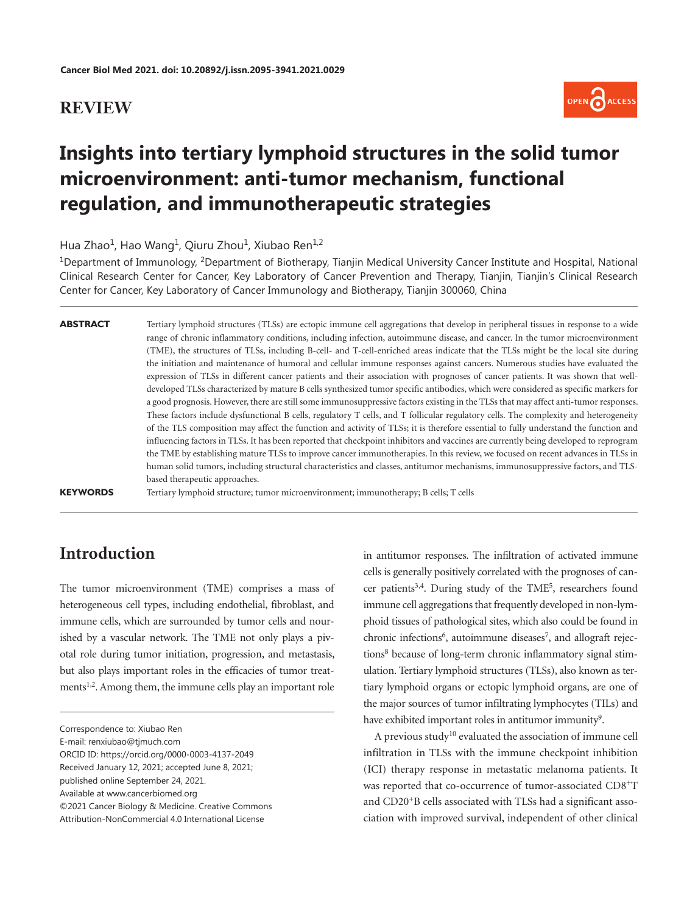**REVIEW**

# Insights into tertiary lymphoid structures in the solid tumor microenvironment: anti-tumor mechanism, functional regulation, and immunotherapeutic strategies

Hua Zhao[1], Hao Wang[1], Qiuru Zhou[1], Xiubao Ren[1,2]

[1]Department of Immunology, [2]Department of Biotherapy, Tianjin Medical University Cancer Institute and Hospital, National Clinical Research Center for Cancer, Key Laboratory of Cancer Prevention and Therapy, Tianjin, Tianjin's Clinical Research Center for Cancer, Key Laboratory of Cancer Immunology and Biotherapy, Tianjin 300060, China

**ABSTRACT** Tertiary lymphoid structures (TLSs) are ectopic immune cell aggregations that develop in peripheral tissues in response to a wide range of chronic inflammatory conditions, including infection, autoimmune disease, and cancer. In the tumor microenvironment (TME), the structures of TLSs, including B-cell- and T-cell-enriched areas indicate that the TLSs might be the local site during the initiation and maintenance of humoral and cellular immune responses against cancers. Numerous studies have evaluated the expression of TLSs in different cancer patients and their association with prognoses of cancer patients. It was shown that well-developed TLSs characterized by mature B cells synthesized tumor specific antibodies, which were considered as specific markers for a good prognosis. However, there are still some immunosuppressive factors existing in the TLSs that may affect anti-tumor responses. These factors include dysfunctional B cells, regulatory T cells, and T follicular regulatory cells. The complexity and heterogeneity of the TLS composition may affect the function and activity of TLSs; it is therefore essential to fully understand the function and influencing factors in TLSs. It has been reported that checkpoint inhibitors and vaccines are currently being developed to reprogram the TME by establishing mature TLSs to improve cancer immunotherapies. In this review, we focused on recent advances in TLSs in human solid tumors, including structural characteristics and classes, antitumor mechanisms, immunosuppressive factors, and TLS-based therapeutic approaches.

**KEYWORDS** Tertiary lymphoid structure; tumor microenvironment; immunotherapy; B cells; T cells

## Introduction

The tumor microenvironment (TME) comprises a mass of heterogeneous cell types, including endothelial, fibroblast, and immune cells, which are surrounded by tumor cells and nourished by a vascular network. The TME not only plays a pivotal role during tumor initiation, progression, and metastasis, but also plays important roles in the efficacies of tumor treatments[1,2]. Among them, the immune cells play an important role in antitumor responses. The infiltration of activated immune cells is generally positively correlated with the prognoses of cancer patients[3,4]. During study of the TME[5], researchers found immune cell aggregations that frequently developed in non-lymphoid tissues of pathological sites, which also could be found in chronic infections[6], autoimmune diseases[7], and allograft rejections[8] because of long-term chronic inflammatory signal stimulation. Tertiary lymphoid structures (TLSs), also known as tertiary lymphoid organs or ectopic lymphoid organs, are one of the major sources of tumor infiltrating lymphocytes (TILs) and have exhibited important roles in antitumor immunity[9].

A previous study[10] evaluated the association of immune cell infiltration in TLSs with the immune checkpoint inhibition (ICI) therapy response in metastatic melanoma patients. It was reported that co-occurrence of tumor-associated $CD8^+$T and $CD20^+$B cells associated with TLSs had a significant association with improved survival, independent of other clinical

Correspondence to: Xiubao Ren
E-mail: renxiubao@tjmuch.com
ORCID ID: https://orcid.org/0000-0003-4137-2049
Received January 12, 2021; accepted June 8, 2021;
published online September 24, 2021.
Available at www.cancerbiomed.org
©2021 Cancer Biology & Medicine. Creative Commons
Attribution-NonCommercial 4.0 International License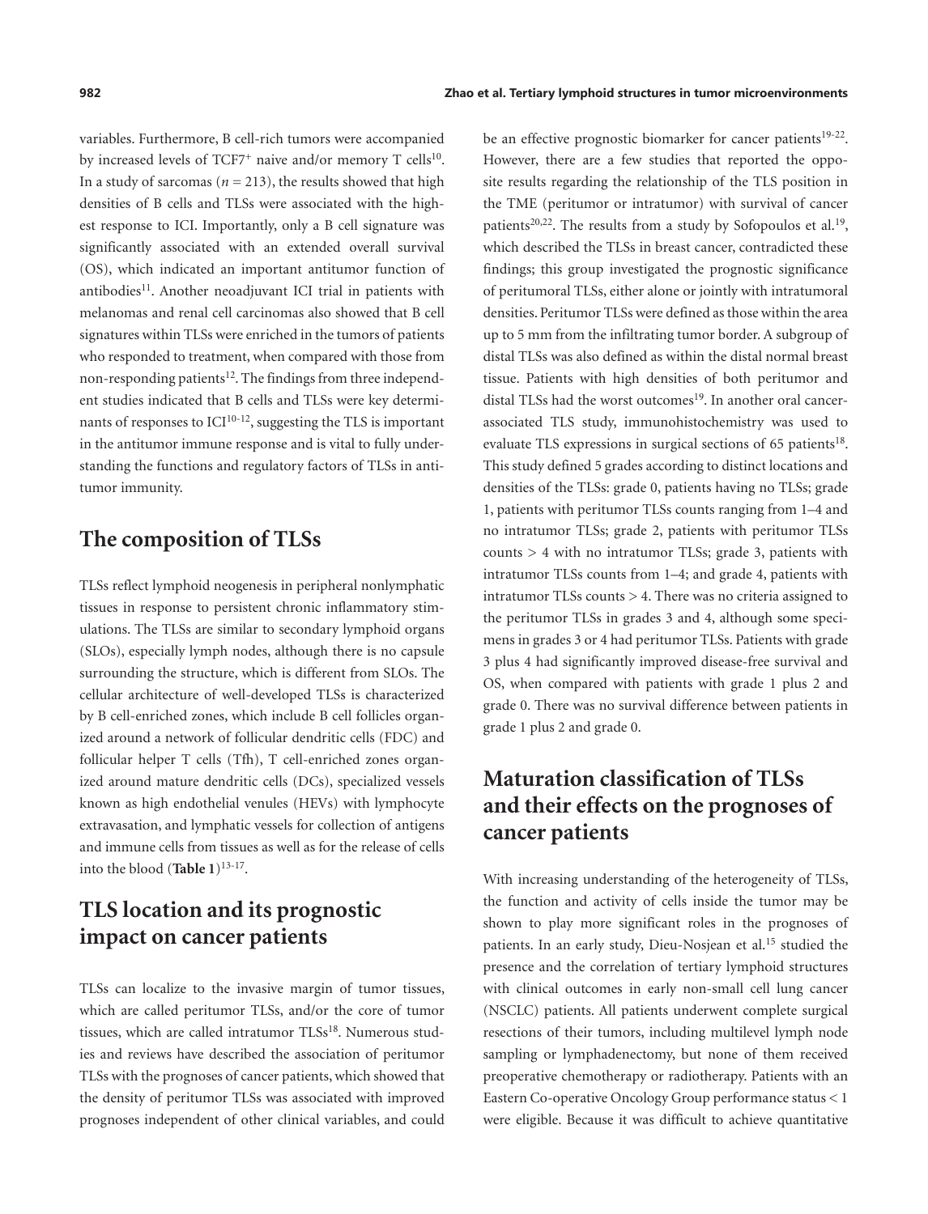variables. Furthermore, B cell-rich tumors were accompanied by increased levels of TCF7$^{+}$ naive and/or memory T cells[10]. In a study of sarcomas ($n$ = 213), the results showed that high densities of B cells and TLSs were associated with the highest response to ICI. Importantly, only a B cell signature was significantly associated with an extended overall survival (OS), which indicated an important antitumor function of antibodies[11]. Another neoadjuvant ICI trial in patients with melanomas and renal cell carcinomas also showed that B cell signatures within TLSs were enriched in the tumors of patients who responded to treatment, when compared with those from non-responding patients[12]. The findings from three independent studies indicated that B cells and TLSs were key determinants of responses to ICI[10-12], suggesting the TLS is important in the antitumor immune response and is vital to fully understanding the functions and regulatory factors of TLSs in antitumor immunity.

## The composition of TLSs

TLSs reflect lymphoid neogenesis in peripheral nonlymphatic tissues in response to persistent chronic inflammatory stimulations. The TLSs are similar to secondary lymphoid organs (SLOs), especially lymph nodes, although there is no capsule surrounding the structure, which is different from SLOs. The cellular architecture of well-developed TLSs is characterized by B cell-enriched zones, which include B cell follicles organized around a network of follicular dendritic cells (FDC) and follicular helper T cells (Tfh), T cell-enriched zones organized around mature dendritic cells (DCs), specialized vessels known as high endothelial venules (HEVs) with lymphocyte extravasation, and lymphatic vessels for collection of antigens and immune cells from tissues as well as for the release of cells into the blood (**Table 1**)[13-17].

## TLS location and its prognostic impact on cancer patients

TLSs can localize to the invasive margin of tumor tissues, which are called peritumor TLSs, and/or the core of tumor tissues, which are called intratumor TLSs[18]. Numerous studies and reviews have described the association of peritumor TLSs with the prognoses of cancer patients, which showed that the density of peritumor TLSs was associated with improved prognoses independent of other clinical variables, and could be an effective prognostic biomarker for cancer patients[19-22]. However, there are a few studies that reported the opposite results regarding the relationship of the TLS position in the TME (peritumor or intratumor) with survival of cancer patients[20,22]. The results from a study by Sofopoulos et al.[19], which described the TLSs in breast cancer, contradicted these findings; this group investigated the prognostic significance of peritumoral TLSs, either alone or jointly with intratumoral densities. Peritumor TLSs were defined as those within the area up to 5 mm from the infiltrating tumor border. A subgroup of distal TLSs was also defined as within the distal normal breast tissue. Patients with high densities of both peritumor and distal TLSs had the worst outcomes[19]. In another oral cancer-associated TLS study, immunohistochemistry was used to evaluate TLS expressions in surgical sections of 65 patients[18]. This study defined 5 grades according to distinct locations and densities of the TLSs: grade 0, patients having no TLSs; grade 1, patients with peritumor TLSs counts ranging from 1–4 and no intratumor TLSs; grade 2, patients with peritumor TLSs counts > 4 with no intratumor TLSs; grade 3, patients with intratumor TLSs counts from 1–4; and grade 4, patients with intratumor TLSs counts > 4. There was no criteria assigned to the peritumor TLSs in grades 3 and 4, although some specimens in grades 3 or 4 had peritumor TLSs. Patients with grade 3 plus 4 had significantly improved disease-free survival and OS, when compared with patients with grade 1 plus 2 and grade 0. There was no survival difference between patients in grade 1 plus 2 and grade 0.

## Maturation classification of TLSs and their effects on the prognoses of cancer patients

With increasing understanding of the heterogeneity of TLSs, the function and activity of cells inside the tumor may be shown to play more significant roles in the prognoses of patients. In an early study, Dieu-Nosjean et al.[15] studied the presence and the correlation of tertiary lymphoid structures with clinical outcomes in early non-small cell lung cancer (NSCLC) patients. All patients underwent complete surgical resections of their tumors, including multilevel lymph node sampling or lymphadenectomy, but none of them received preoperative chemotherapy or radiotherapy. Patients with an Eastern Co-operative Oncology Group performance status < 1 were eligible. Because it was difficult to achieve quantitative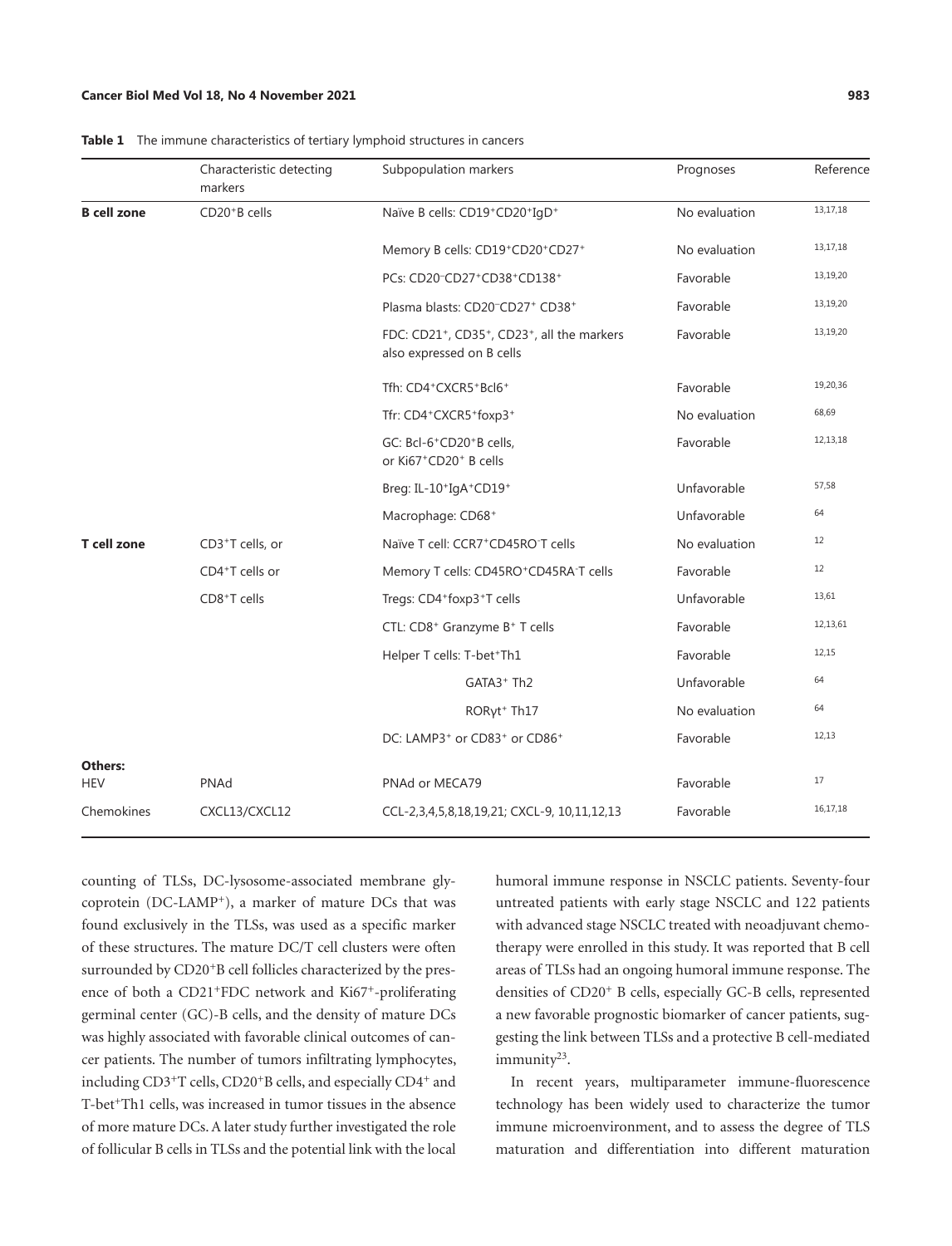**Table 1** The immune characteristics of tertiary lymphoid structures in cancers

| | Characteristic detecting markers | Subpopulation markers | Prognoses | Reference |
|---|---|---|---|---|
| **B cell zone** | $CD20^+$B cells | Naïve B cells: $CD19^+CD20^+IgD^+$ | No evaluation | 13,17,18 |
| | | Memory B cells: $CD19^+CD20^+CD27^+$ | No evaluation | 13,17,18 |
| | | PCs: $CD20^-CD27^+CD38^+CD138^+$ | Favorable | 13,19,20 |
| | | Plasma blasts: $CD20^-CD27^+$ $CD38^+$ | Favorable | 13,19,20 |
| | | FDC: $CD21^+$, $CD35^+$, $CD23^+$, all the markers also expressed on B cells | Favorable | 13,19,20 |
| | | Tfh: $CD4^+CXCR5^+Bcl6^+$ | Favorable | 19,20,36 |
| | | Tfr: $CD4^+CXCR5^+foxp3^+$ | No evaluation | 68,69 |
| | | GC: Bcl-$6^+CD20^+$B cells, or $Ki67^+CD20^+$ B cells | Favorable | 12,13,18 |
| | | Breg: IL-$10^+IgA^+CD19^+$ | Unfavorable | 57,58 |
| | | Macrophage: $CD68^+$ | Unfavorable | 64 |
| **T cell zone** | $CD3^+$T cells, or | Naïve T cell: $CCR7^+CD45RO^-$T cells | No evaluation | 12 |
| | $CD4^+$T cells or | Memory T cells: $CD45RO^+CD45RA^-$T cells | Favorable | 12 |
| | $CD8^+$T cells | Tregs: $CD4^+foxp3^+$T cells | Unfavorable | 13,61 |
| | | CTL: $CD8^+$ Granzyme $B^+$ T cells | Favorable | 12,13,61 |
| | | Helper T cells: T-$bet^+$Th1 | Favorable | 12,15 |
| | | $GATA3^+$ Th2 | Unfavorable | 64 |
| | | $ROR\gamma t^+$ Th17 | No evaluation | 64 |
| | | DC: $LAMP3^+$ or $CD83^+$ or $CD86^+$ | Favorable | 12,13 |
| **Others:** | | | | |
| HEV | PNAd | PNAd or MECA79 | Favorable | 17 |
| Chemokines | CXCL13/CXCL12 | CCL-2,3,4,5,8,18,19,21; CXCL-9, 10,11,12,13 | Favorable | 16,17,18 |

counting of TLSs, DC-lysosome-associated membrane glycoprotein (DC-$LAMP^+$), a marker of mature DCs that was found exclusively in the TLSs, was used as a specific marker of these structures. The mature DC/T cell clusters were often surrounded by $CD20^+$B cell follicles characterized by the presence of both a $CD21^+$FDC network and $Ki67^+$-proliferating germinal center (GC)-B cells, and the density of mature DCs was highly associated with favorable clinical outcomes of cancer patients. The number of tumors infiltrating lymphocytes, including $CD3^+$T cells, $CD20^+$B cells, and especially $CD4^+$ and T-$bet^+$Th1 cells, was increased in tumor tissues in the absence of more mature DCs. A later study further investigated the role of follicular B cells in TLSs and the potential link with the local humoral immune response in NSCLC patients. Seventy-four untreated patients with early stage NSCLC and 122 patients with advanced stage NSCLC treated with neoadjuvant chemotherapy were enrolled in this study. It was reported that B cell areas of TLSs had an ongoing humoral immune response. The densities of $CD20^+$ B cells, especially GC-B cells, represented a new favorable prognostic biomarker of cancer patients, suggesting the link between TLSs and a protective B cell-mediated immunity[23].

In recent years, multiparameter immune-fluorescence technology has been widely used to characterize the tumor immune microenvironment, and to assess the degree of TLS maturation and differentiation into different maturation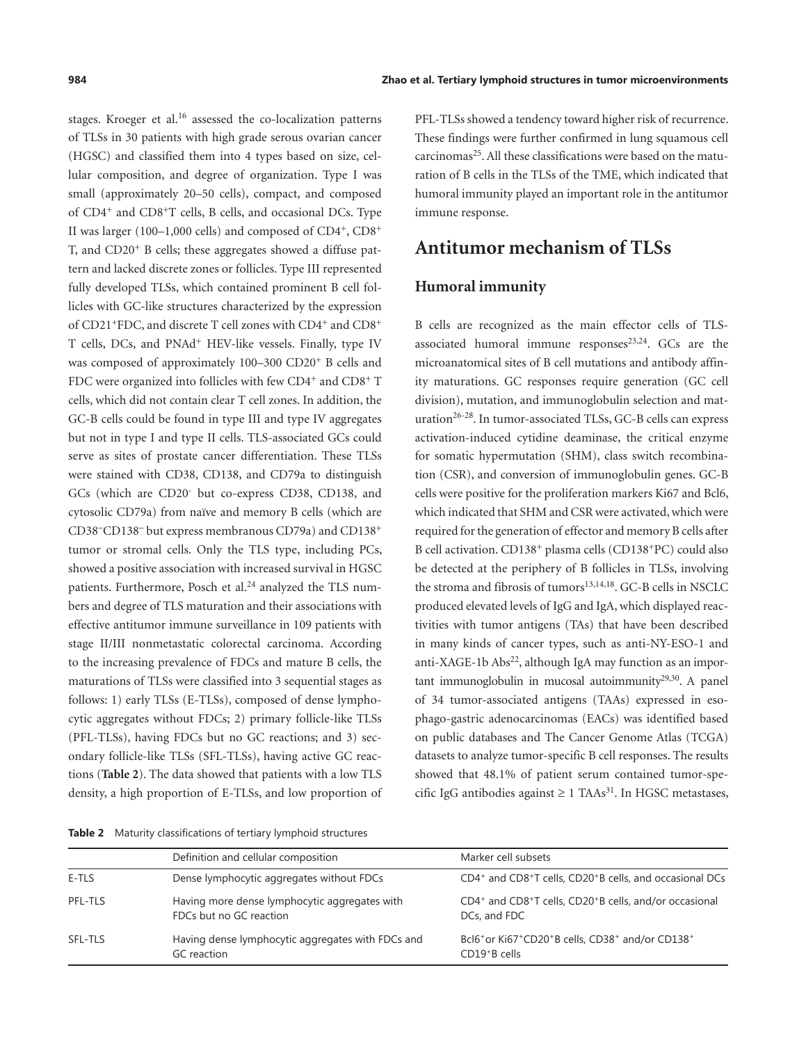stages. Kroeger et al.[16] assessed the co-localization patterns of TLSs in 30 patients with high grade serous ovarian cancer (HGSC) and classified them into 4 types based on size, cellular composition, and degree of organization. Type I was small (approximately 20–50 cells), compact, and composed of CD4$^+$ and CD8$^+$T cells, B cells, and occasional DCs. Type II was larger (100–1,000 cells) and composed of CD4$^+$, CD8$^+$ T, and CD20$^+$ B cells; these aggregates showed a diffuse pattern and lacked discrete zones or follicles. Type III represented fully developed TLSs, which contained prominent B cell follicles with GC-like structures characterized by the expression of CD21$^+$FDC, and discrete T cell zones with CD4$^+$ and CD8$^+$ T cells, DCs, and PNAd$^+$ HEV-like vessels. Finally, type IV was composed of approximately 100–300 CD20$^+$ B cells and FDC were organized into follicles with few CD4$^+$ and CD8$^+$ T cells, which did not contain clear T cell zones. In addition, the GC-B cells could be found in type III and type IV aggregates but not in type I and type II cells. TLS-associated GCs could serve as sites of prostate cancer differentiation. These TLSs were stained with CD38, CD138, and CD79a to distinguish GCs (which are CD20$^-$ but co-express CD38, CD138, and cytosolic CD79a) from naïve and memory B cells (which are CD38$^-$CD138$^-$ but express membranous CD79a) and CD138$^+$ tumor or stromal cells. Only the TLS type, including PCs, showed a positive association with increased survival in HGSC patients. Furthermore, Posch et al.[24] analyzed the TLS numbers and degree of TLS maturation and their associations with effective antitumor immune surveillance in 109 patients with stage II/III nonmetastatic colorectal carcinoma. According to the increasing prevalence of FDCs and mature B cells, the maturations of TLSs were classified into 3 sequential stages as follows: 1) early TLSs (E-TLSs), composed of dense lymphocytic aggregates without FDCs; 2) primary follicle-like TLSs (PFL-TLSs), having FDCs but no GC reactions; and 3) secondary follicle-like TLSs (SFL-TLSs), having active GC reactions (**Table 2**). The data showed that patients with a low TLS density, a high proportion of E-TLSs, and low proportion of PFL-TLSs showed a tendency toward higher risk of recurrence. These findings were further confirmed in lung squamous cell carcinomas[25]. All these classifications were based on the maturation of B cells in the TLSs of the TME, which indicated that humoral immunity played an important role in the antitumor immune response.

## Antitumor mechanism of TLSs

### Humoral immunity

B cells are recognized as the main effector cells of TLS-associated humoral immune responses[23,24]. GCs are the microanatomical sites of B cell mutations and antibody affinity maturations. GC responses require generation (GC cell division), mutation, and immunoglobulin selection and maturation[26-28]. In tumor-associated TLSs, GC-B cells can express activation-induced cytidine deaminase, the critical enzyme for somatic hypermutation (SHM), class switch recombination (CSR), and conversion of immunoglobulin genes. GC-B cells were positive for the proliferation markers Ki67 and Bcl6, which indicated that SHM and CSR were activated, which were required for the generation of effector and memory B cells after B cell activation. CD138$^+$ plasma cells (CD138$^+$PC) could also be detected at the periphery of B follicles in TLSs, involving the stroma and fibrosis of tumors[13,14,18]. GC-B cells in NSCLC produced elevated levels of IgG and IgA, which displayed reactivities with tumor antigens (TAs) that have been described in many kinds of cancer types, such as anti-NY-ESO-1 and anti-XAGE-1b Abs[22], although IgA may function as an important immunoglobulin in mucosal autoimmunity[29,30]. A panel of 34 tumor-associated antigens (TAAs) expressed in esophago-gastric adenocarcinomas (EACs) was identified based on public databases and The Cancer Genome Atlas (TCGA) datasets to analyze tumor-specific B cell responses. The results showed that 48.1% of patient serum contained tumor-specific IgG antibodies against $\geq 1$ TAAs[31]. In HGSC metastases,

**Table 2** Maturity classifications of tertiary lymphoid structures

| | Definition and cellular composition | Marker cell subsets |
|---|---|---|
| E-TLS | Dense lymphocytic aggregates without FDCs | CD4$^+$ and CD8$^+$T cells, CD20$^+$B cells, and occasional DCs |
| PFL-TLS | Having more dense lymphocytic aggregates with FDCs but no GC reaction | CD4$^+$ and CD8$^+$T cells, CD20$^+$B cells, and/or occasional DCs, and FDC |
| SFL-TLS | Having dense lymphocytic aggregates with FDCs and GC reaction | Bcl6$^+$or Ki67$^+$CD20$^+$B cells, CD38$^+$ and/or CD138$^+$ CD19$^+$B cells |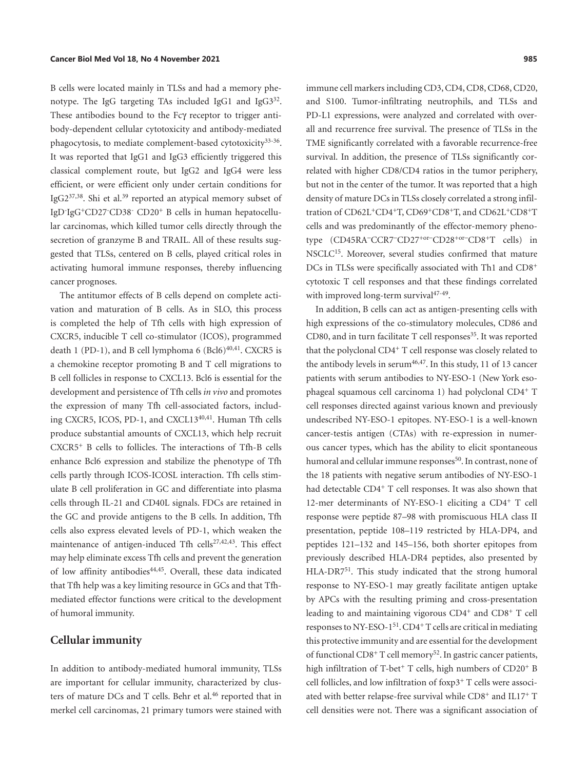B cells were located mainly in TLSs and had a memory phenotype. The IgG targeting TAs included IgG1 and IgG3[32]. These antibodies bound to the Fcγ receptor to trigger antibody-dependent cellular cytotoxicity and antibody-mediated phagocytosis, to mediate complement-based cytotoxicity[33-36]. It was reported that IgG1 and IgG3 efficiently triggered this classical complement route, but IgG2 and IgG4 were less efficient, or were efficient only under certain conditions for IgG2[37,38]. Shi et al.[39] reported an atypical memory subset of $IgD^-IgG^+CD27^-CD38^-$ $CD20^+$ B cells in human hepatocellular carcinomas, which killed tumor cells directly through the secretion of granzyme B and TRAIL. All of these results suggested that TLSs, centered on B cells, played critical roles in activating humoral immune responses, thereby influencing cancer prognoses.

The antitumor effects of B cells depend on complete activation and maturation of B cells. As in SLO, this process is completed the help of Tfh cells with high expression of CXCR5, inducible T cell co-stimulator (ICOS), programmed death 1 (PD-1), and B cell lymphoma 6 (Bcl6)[40,41]. CXCR5 is a chemokine receptor promoting B and T cell migrations to B cell follicles in response to CXCL13. Bcl6 is essential for the development and persistence of Tfh cells *in vivo* and promotes the expression of many Tfh cell-associated factors, including CXCR5, ICOS, PD-1, and CXCL13[40,41]. Human Tfh cells produce substantial amounts of CXCL13, which help recruit $CXCR5^+$ B cells to follicles. The interactions of Tfh-B cells enhance Bcl6 expression and stabilize the phenotype of Tfh cells partly through ICOS-ICOSL interaction. Tfh cells stimulate B cell proliferation in GC and differentiate into plasma cells through IL-21 and CD40L signals. FDCs are retained in the GC and provide antigens to the B cells. In addition, Tfh cells also express elevated levels of PD-1, which weaken the maintenance of antigen-induced Tfh cells[27,42,43]. This effect may help eliminate excess Tfh cells and prevent the generation of low affinity antibodies[44,45]. Overall, these data indicated that Tfh help was a key limiting resource in GCs and that Tfh-mediated effector functions were critical to the development of humoral immunity.

## Cellular immunity

In addition to antibody-mediated humoral immunity, TLSs are important for cellular immunity, characterized by clusters of mature DCs and T cells. Behr et al.[46] reported that in merkel cell carcinomas, 21 primary tumors were stained with immune cell markers including CD3, CD4, CD8, CD68, CD20, and S100. Tumor-infiltrating neutrophils, and TLSs and PD-L1 expressions, were analyzed and correlated with overall and recurrence free survival. The presence of TLSs in the TME significantly correlated with a favorable recurrence-free survival. In addition, the presence of TLSs significantly correlated with higher CD8/CD4 ratios in the tumor periphery, but not in the center of the tumor. It was reported that a high density of mature DCs in TLSs closely correlated a strong infiltration of $CD62L^+CD4^+T$, $CD69^+CD8^+T$, and $CD62L^+CD8^+T$ cells and was predominantly of the effector-memory phenotype ($CD45RA^-CCR7^-CD27^{+or-}CD28^{+or-}CD8^+T$ cells) in NSCLC[15]. Moreover, several studies confirmed that mature DCs in TLSs were specifically associated with Th1 and $CD8^+$ cytotoxic T cell responses and that these findings correlated with improved long-term survival[47-49].

In addition, B cells can act as antigen-presenting cells with high expressions of the co-stimulatory molecules, CD86 and CD80, and in turn facilitate T cell responses[35]. It was reported that the polyclonal $CD4^+$ T cell response was closely related to the antibody levels in serum[46,47]. In this study, 11 of 13 cancer patients with serum antibodies to NY-ESO-1 (New York esophageal squamous cell carcinoma 1) had polyclonal $CD4^+$ T cell responses directed against various known and previously undescribed NY-ESO-1 epitopes. NY-ESO-1 is a well-known cancer-testis antigen (CTAs) with re-expression in numerous cancer types, which has the ability to elicit spontaneous humoral and cellular immune responses[50]. In contrast, none of the 18 patients with negative serum antibodies of NY-ESO-1 had detectable $CD4^+$ T cell responses. It was also shown that 12-mer determinants of NY-ESO-1 eliciting a $CD4^+$ T cell response were peptide 87–98 with promiscuous HLA class II presentation, peptide 108–119 restricted by HLA-DP4, and peptides 121–132 and 145–156, both shorter epitopes from previously described HLA-DR4 peptides, also presented by HLA-DR7[51]. This study indicated that the strong humoral response to NY-ESO-1 may greatly facilitate antigen uptake by APCs with the resulting priming and cross-presentation leading to and maintaining vigorous $CD4^+$ and $CD8^+$ T cell responses to NY-ESO-1[51]. $CD4^+$ T cells are critical in mediating this protective immunity and are essential for the development of functional $CD8^+$ T cell memory[52]. In gastric cancer patients, high infiltration of T-bet$^+$ T cells, high numbers of $CD20^+$ B cell follicles, and low infiltration of foxp3$^+$ T cells were associated with better relapse-free survival while $CD8^+$ and $IL17^+$ T cell densities were not. There was a significant association of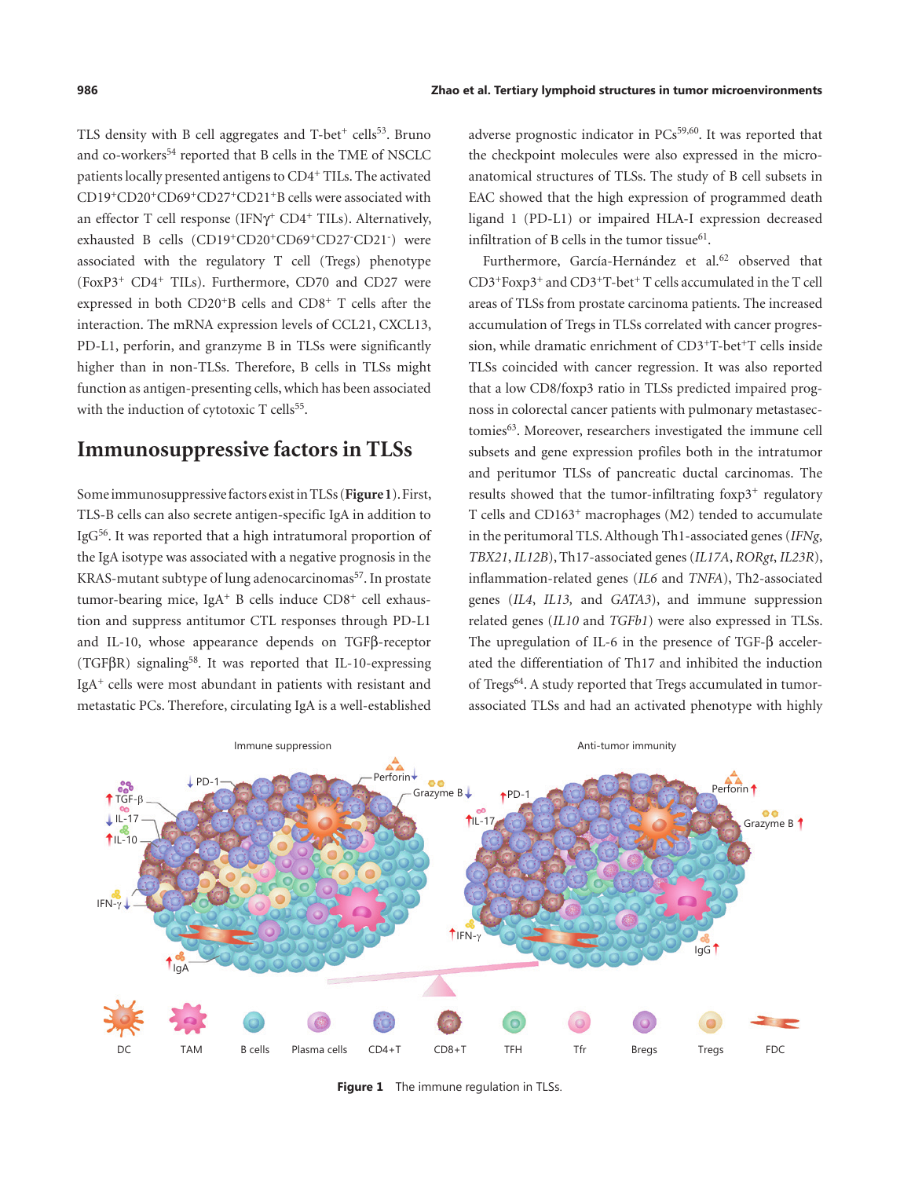TLS density with B cell aggregates and T-bet$^{+}$ cells[53]. Bruno and co-workers[54] reported that B cells in the TME of NSCLC patients locally presented antigens to CD4$^{+}$ TILs. The activated CD19$^{+}$CD20$^{+}$CD69$^{+}$CD27$^{+}$CD21$^{+}$B cells were associated with an effector T cell response (IFNγ$^{+}$ CD4$^{+}$ TILs). Alternatively, exhausted B cells (CD19$^{+}$CD20$^{+}$CD69$^{+}$CD27$^{-}$CD21$^{-}$) were associated with the regulatory T cell (Tregs) phenotype (FoxP3$^{+}$ CD4$^{+}$ TILs). Furthermore, CD70 and CD27 were expressed in both CD20$^{+}$B cells and CD8$^{+}$ T cells after the interaction. The mRNA expression levels of CCL21, CXCL13, PD-L1, perforin, and granzyme B in TLSs were significantly higher than in non-TLSs. Therefore, B cells in TLSs might function as antigen-presenting cells, which has been associated with the induction of cytotoxic T cells[55].

## Immunosuppressive factors in TLSs

Some immunosuppressive factors exist in TLSs (**Figure 1**). First, TLS-B cells can also secrete antigen-specific IgA in addition to IgG[56]. It was reported that a high intratumoral proportion of the IgA isotype was associated with a negative prognosis in the KRAS-mutant subtype of lung adenocarcinomas[57]. In prostate tumor-bearing mice, IgA$^{+}$ B cells induce CD8$^{+}$ cell exhaustion and suppress antitumor CTL responses through PD-L1 and IL-10, whose appearance depends on TGFβ-receptor (TGFβR) signaling[58]. It was reported that IL-10-expressing IgA$^{+}$ cells were most abundant in patients with resistant and metastatic PCs. Therefore, circulating IgA is a well-established adverse prognostic indicator in PCs[59,60]. It was reported that the checkpoint molecules were also expressed in the micro-anatomical structures of TLSs. The study of B cell subsets in EAC showed that the high expression of programmed death ligand 1 (PD-L1) or impaired HLA-I expression decreased infiltration of B cells in the tumor tissue[61].

Furthermore, García-Hernández et al.[62] observed that CD3$^{+}$Foxp3$^{+}$ and CD3$^{+}$T-bet$^{+}$ T cells accumulated in the T cell areas of TLSs from prostate carcinoma patients. The increased accumulation of Tregs in TLSs correlated with cancer progression, while dramatic enrichment of CD3$^{+}$T-bet$^{+}$T cells inside TLSs coincided with cancer regression. It was also reported that a low CD8/foxp3 ratio in TLSs predicted impaired prognoss in colorectal cancer patients with pulmonary metastasectomies[63]. Moreover, researchers investigated the immune cell subsets and gene expression profiles both in the intratumor and peritumor TLSs of pancreatic ductal carcinomas. The results showed that the tumor-infiltrating foxp3$^{+}$ regulatory T cells and CD163$^{+}$ macrophages (M2) tended to accumulate in the peritumoral TLS. Although Th1-associated genes (*IFNg*, *TBX21*, *IL12B*), Th17-associated genes (*IL17A*, *RORgt*, *IL23R*), inflammation-related genes (*IL6* and *TNFA*), Th2-associated genes (*IL4*, *IL13*, and *GATA3*), and immune suppression related genes (*IL10* and *TGFb1*) were also expressed in TLSs. The upregulation of IL-6 in the presence of TGF-β accelerated the differentiation of Th17 and inhibited the induction of Tregs[64]. A study reported that Tregs accumulated in tumor-associated TLSs and had an activated phenotype with highly

**Figure 1** The immune regulation in TLSs.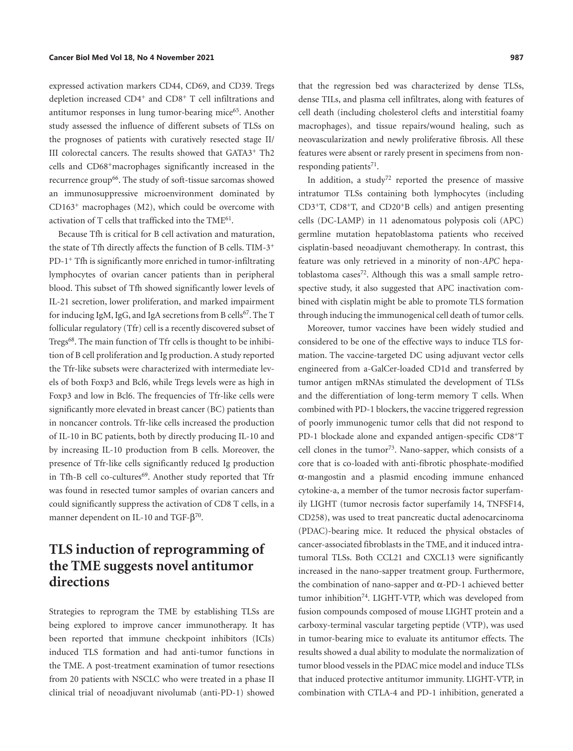expressed activation markers CD44, CD69, and CD39. Tregs depletion increased $CD4^+$ and $CD8^+$ T cell infiltrations and antitumor responses in lung tumor-bearing mice[65]. Another study assessed the influence of different subsets of TLSs on the prognoses of patients with curatively resected stage II/III colorectal cancers. The results showed that $GATA3^+$ Th2 cells and $CD68^+$macrophages significantly increased in the recurrence group[66]. The study of soft-tissue sarcomas showed an immunosuppressive microenvironment dominated by $CD163^+$ macrophages (M2), which could be overcome with activation of T cells that trafficked into the TME[61].

Because Tfh is critical for B cell activation and maturation, the state of Tfh directly affects the function of B cells. TIM-$3^+$ PD-$1^+$ Tfh is significantly more enriched in tumor-infiltrating lymphocytes of ovarian cancer patients than in peripheral blood. This subset of Tfh showed significantly lower levels of IL-21 secretion, lower proliferation, and marked impairment for inducing IgM, IgG, and IgA secretions from B cells[67]. The T follicular regulatory (Tfr) cell is a recently discovered subset of Tregs[68]. The main function of Tfr cells is thought to be inhibition of B cell proliferation and Ig production. A study reported the Tfr-like subsets were characterized with intermediate levels of both Foxp3 and Bcl6, while Tregs levels were as high in Foxp3 and low in Bcl6. The frequencies of Tfr-like cells were significantly more elevated in breast cancer (BC) patients than in noncancer controls. Tfr-like cells increased the production of IL-10 in BC patients, both by directly producing IL-10 and by increasing IL-10 production from B cells. Moreover, the presence of Tfr-like cells significantly reduced Ig production in Tfh-B cell co-cultures[69]. Another study reported that Tfr was found in resected tumor samples of ovarian cancers and could significantly suppress the activation of CD8 T cells, in a manner dependent on IL-10 and TGF-$\beta$[70].

## TLS induction of reprogramming of the TME suggests novel antitumor directions

Strategies to reprogram the TME by establishing TLSs are being explored to improve cancer immunotherapy. It has been reported that immune checkpoint inhibitors (ICIs) induced TLS formation and had anti-tumor functions in the TME. A post-treatment examination of tumor resections from 20 patients with NSCLC who were treated in a phase II clinical trial of neoadjuvant nivolumab (anti-PD-1) showed that the regression bed was characterized by dense TLSs, dense TILs, and plasma cell infiltrates, along with features of cell death (including cholesterol clefts and interstitial foamy macrophages), and tissue repairs/wound healing, such as neovascularization and newly proliferative fibrosis. All these features were absent or rarely present in specimens from non-responding patients[71].

In addition, a study[72] reported the presence of massive intratumor TLSs containing both lymphocytes (including $CD3^+$T, $CD8^+$T, and $CD20^+$B cells) and antigen presenting cells (DC-LAMP) in 11 adenomatous polyposis coli (APC) germline mutation hepatoblastoma patients who received cisplatin-based neoadjuvant chemotherapy. In contrast, this feature was only retrieved in a minority of non-*APC* hepatoblastoma cases[72]. Although this was a small sample retrospective study, it also suggested that APC inactivation combined with cisplatin might be able to promote TLS formation through inducing the immunogenical cell death of tumor cells.

Moreover, tumor vaccines have been widely studied and considered to be one of the effective ways to induce TLS formation. The vaccine-targeted DC using adjuvant vector cells engineered from a-GalCer-loaded CD1d and transferred by tumor antigen mRNAs stimulated the development of TLSs and the differentiation of long-term memory T cells. When combined with PD-1 blockers, the vaccine triggered regression of poorly immunogenic tumor cells that did not respond to PD-1 blockade alone and expanded antigen-specific $CD8^+$T cell clones in the tumor[73]. Nano-sapper, which consists of a core that is co-loaded with anti-fibrotic phosphate-modified $\alpha$-mangostin and a plasmid encoding immune enhanced cytokine-a, a member of the tumor necrosis factor superfamily LIGHT (tumor necrosis factor superfamily 14, TNFSF14, CD258), was used to treat pancreatic ductal adenocarcinoma (PDAC)-bearing mice. It reduced the physical obstacles of cancer-associated fibroblasts in the TME, and it induced intratumoral TLSs. Both CCL21 and CXCL13 were significantly increased in the nano-sapper treatment group. Furthermore, the combination of nano-sapper and $\alpha$-PD-1 achieved better tumor inhibition[74]. LIGHT-VTP, which was developed from fusion compounds composed of mouse LIGHT protein and a carboxy-terminal vascular targeting peptide (VTP), was used in tumor-bearing mice to evaluate its antitumor effects. The results showed a dual ability to modulate the normalization of tumor blood vessels in the PDAC mice model and induce TLSs that induced protective antitumor immunity. LIGHT-VTP, in combination with CTLA-4 and PD-1 inhibition, generated a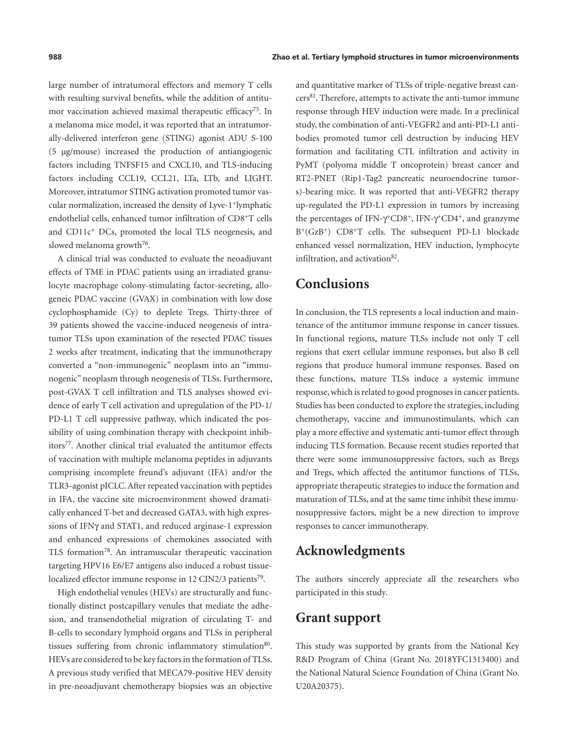large number of intratumoral effectors and memory T cells with resulting survival benefits, while the addition of antitumor vaccination achieved maximal therapeutic efficacy[75]. In a melanoma mice model, it was reported that an intratumorally-delivered interferon gene (STING) agonist ADU S-100 (5 μg/mouse) increased the production of antiangiogenic factors including TNFSF15 and CXCL10, and TLS-inducing factors including CCL19, CCL21, LTa, LTb, and LIGHT. Moreover, intratumor STING activation promoted tumor vascular normalization, increased the density of Lyve-1$^+$lymphatic endothelial cells, enhanced tumor infiltration of CD8$^+$T cells and CD11c$^+$ DCs, promoted the local TLS neogenesis, and slowed melanoma growth[76].

A clinical trial was conducted to evaluate the neoadjuvant effects of TME in PDAC patients using an irradiated granulocyte macrophage colony-stimulating factor-secreting, allogeneic PDAC vaccine (GVAX) in combination with low dose cyclophosphamide (Cy) to deplete Tregs. Thirty-three of 39 patients showed the vaccine-induced neogenesis of intratumor TLSs upon examination of the resected PDAC tissues 2 weeks after treatment, indicating that the immunotherapy converted a "non-immunogenic" neoplasm into an "immunogenic" neoplasm through neogenesis of TLSs. Furthermore, post-GVAX T cell infiltration and TLS analyses showed evidence of early T cell activation and upregulation of the PD-1/PD-L1 T cell suppressive pathway, which indicated the possibility of using combination therapy with checkpoint inhibitors[77]. Another clinical trial evaluated the antitumor effects of vaccination with multiple melanoma peptides in adjuvants comprising incomplete freund's adjuvant (IFA) and/or the TLR3-agonist pICLC. After repeated vaccination with peptides in IFA, the vaccine site microenvironment showed dramatically enhanced T-bet and decreased GATA3, with high expressions of IFNγ and STAT1, and reduced arginase-1 expression and enhanced expressions of chemokines associated with TLS formation[78]. An intramuscular therapeutic vaccination targeting HPV16 E6/E7 antigens also induced a robust tissue-localized effector immune response in 12 CIN2/3 patients[79].

High endothelial venules (HEVs) are structurally and functionally distinct postcapillary venules that mediate the adhesion, and transendothelial migration of circulating T- and B-cells to secondary lymphoid organs and TLSs in peripheral tissues suffering from chronic inflammatory stimulation[80]. HEVs are considered to be key factors in the formation of TLSs. A previous study verified that MECA79-positive HEV density in pre-neoadjuvant chemotherapy biopsies was an objective and quantitative marker of TLSs of triple-negative breast cancers[81]. Therefore, attempts to activate the anti-tumor immune response through HEV induction were made. In a preclinical study, the combination of anti-VEGFR2 and anti-PD-L1 antibodies promoted tumor cell destruction by inducing HEV formation and facilitating CTL infiltration and activity in PyMT (polyoma middle T oncoprotein) breast cancer and RT2-PNET (Rip1-Tag2 pancreatic neuroendocrine tumors)-bearing mice. It was reported that anti-VEGFR2 therapy up-regulated the PD-L1 expression in tumors by increasing the percentages of IFN-γ$^+$CD8$^+$, IFN-γ$^+$CD4$^+$, and granzyme B$^+$(GzB$^+$) CD8$^+$T cells. The subsequent PD-L1 blockade enhanced vessel normalization, HEV induction, lymphocyte infiltration, and activation[82].

## Conclusions

In conclusion, the TLS represents a local induction and maintenance of the antitumor immune response in cancer tissues. In functional regions, mature TLSs include not only T cell regions that exert cellular immune responses, but also B cell regions that produce humoral immune responses. Based on these functions, mature TLSs induce a systemic immune response, which is related to good prognoses in cancer patients. Studies has been conducted to explore the strategies, including chemotherapy, vaccine and immunostimulants, which can play a more effective and systematic anti-tumor effect through inducing TLS formation. Because recent studies reported that there were some immunosuppressive factors, such as Bregs and Tregs, which affected the antitumor functions of TLSs, appropriate therapeutic strategies to induce the formation and maturation of TLSs, and at the same time inhibit these immunosuppressive factors, might be a new direction to improve responses to cancer immunotherapy.

## Acknowledgments

The authors sincerely appreciate all the researchers who participated in this study.

## Grant support

This study was supported by grants from the National Key R&D Program of China (Grant No. 2018YFC1313400) and the National Natural Science Foundation of China (Grant No. U20A20375).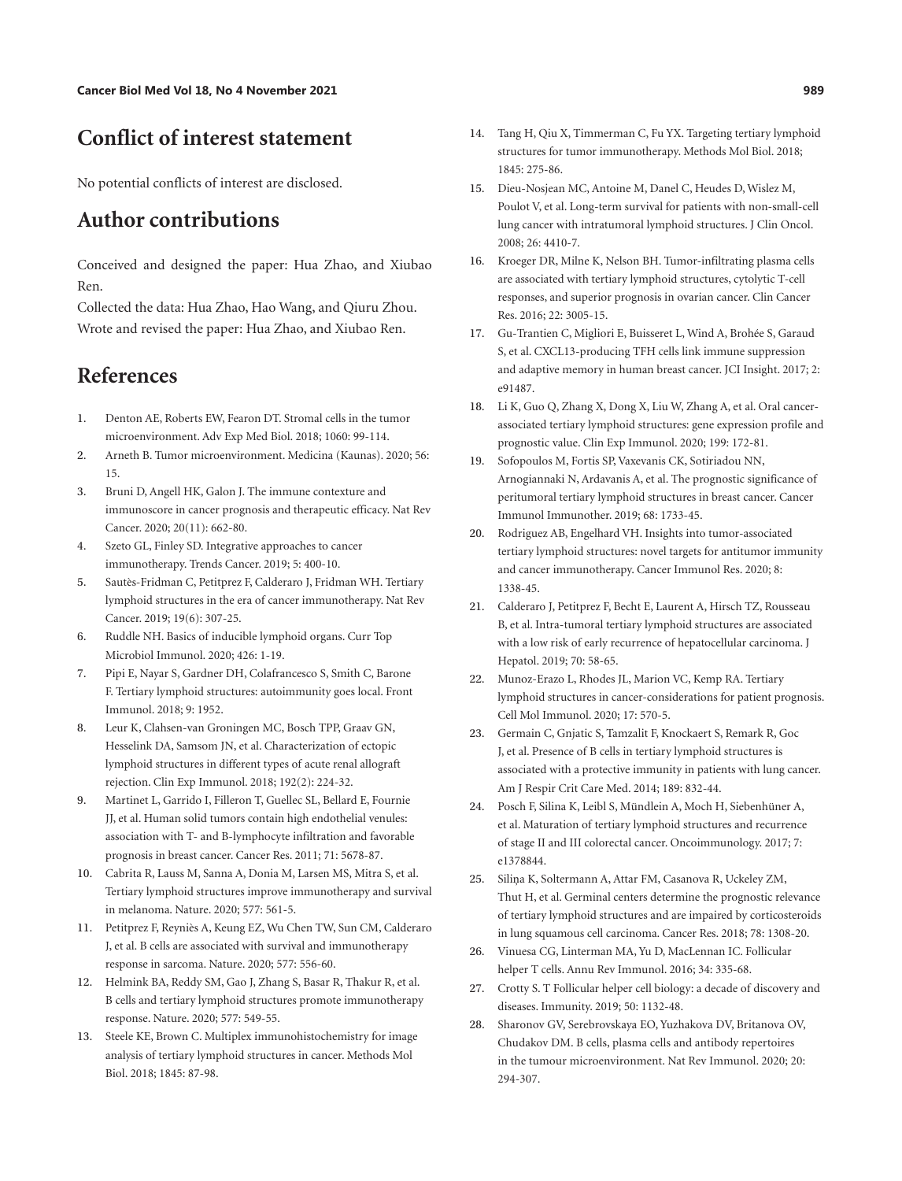## Conflict of interest statement

No potential conflicts of interest are disclosed.

## Author contributions

Conceived and designed the paper: Hua Zhao, and Xiubao Ren.
Collected the data: Hua Zhao, Hao Wang, and Qiuru Zhou.
Wrote and revised the paper: Hua Zhao, and Xiubao Ren.

## References

1. Denton AE, Roberts EW, Fearon DT. Stromal cells in the tumor microenvironment. Adv Exp Med Biol. 2018; 1060: 99-114.
2. Arneth B. Tumor microenvironment. Medicina (Kaunas). 2020; 56: 15.
3. Bruni D, Angell HK, Galon J. The immune contexture and immunoscore in cancer prognosis and therapeutic efficacy. Nat Rev Cancer. 2020; 20(11): 662-80.
4. Szeto GL, Finley SD. Integrative approaches to cancer immunotherapy. Trends Cancer. 2019; 5: 400-10.
5. Sautès-Fridman C, Petitprez F, Calderaro J, Fridman WH. Tertiary lymphoid structures in the era of cancer immunotherapy. Nat Rev Cancer. 2019; 19(6): 307-25.
6. Ruddle NH. Basics of inducible lymphoid organs. Curr Top Microbiol Immunol. 2020; 426: 1-19.
7. Pipi E, Nayar S, Gardner DH, Colafrancesco S, Smith C, Barone F. Tertiary lymphoid structures: autoimmunity goes local. Front Immunol. 2018; 9: 1952.
8. Leur K, Clahsen-van Groningen MC, Bosch TPP, Graav GN, Hesselink DA, Samsom JN, et al. Characterization of ectopic lymphoid structures in different types of acute renal allograft rejection. Clin Exp Immunol. 2018; 192(2): 224-32.
9. Martinet L, Garrido I, Filleron T, Guellec SL, Bellard E, Fournie JJ, et al. Human solid tumors contain high endothelial venules: association with T- and B-lymphocyte infiltration and favorable prognosis in breast cancer. Cancer Res. 2011; 71: 5678-87.
10. Cabrita R, Lauss M, Sanna A, Donia M, Larsen MS, Mitra S, et al. Tertiary lymphoid structures improve immunotherapy and survival in melanoma. Nature. 2020; 577: 561-5.
11. Petitprez F, Reyniès A, Keung EZ, Wu Chen TW, Sun CM, Calderaro J, et al. B cells are associated with survival and immunotherapy response in sarcoma. Nature. 2020; 577: 556-60.
12. Helmink BA, Reddy SM, Gao J, Zhang S, Basar R, Thakur R, et al. B cells and tertiary lymphoid structures promote immunotherapy response. Nature. 2020; 577: 549-55.
13. Steele KE, Brown C. Multiplex immunohistochemistry for image analysis of tertiary lymphoid structures in cancer. Methods Mol Biol. 2018; 1845: 87-98.
14. Tang H, Qiu X, Timmerman C, Fu YX. Targeting tertiary lymphoid structures for tumor immunotherapy. Methods Mol Biol. 2018; 1845: 275-86.
15. Dieu-Nosjean MC, Antoine M, Danel C, Heudes D, Wislez M, Poulot V, et al. Long-term survival for patients with non-small-cell lung cancer with intratumoral lymphoid structures. J Clin Oncol. 2008; 26: 4410-7.
16. Kroeger DR, Milne K, Nelson BH. Tumor-infiltrating plasma cells are associated with tertiary lymphoid structures, cytolytic T-cell responses, and superior prognosis in ovarian cancer. Clin Cancer Res. 2016; 22: 3005-15.
17. Gu-Trantien C, Migliori E, Buisseret L, Wind A, Brohée S, Garaud S, et al. CXCL13-producing TFH cells link immune suppression and adaptive memory in human breast cancer. JCI Insight. 2017; 2: e91487.
18. Li K, Guo Q, Zhang X, Dong X, Liu W, Zhang A, et al. Oral cancer-associated tertiary lymphoid structures: gene expression profile and prognostic value. Clin Exp Immunol. 2020; 199: 172-81.
19. Sofopoulos M, Fortis SP, Vaxevanis CK, Sotiriadou NN, Arnogiannaki N, Ardavanis A, et al. The prognostic significance of peritumoral tertiary lymphoid structures in breast cancer. Cancer Immunol Immunother. 2019; 68: 1733-45.
20. Rodriguez AB, Engelhard VH. Insights into tumor-associated tertiary lymphoid structures: novel targets for antitumor immunity and cancer immunotherapy. Cancer Immunol Res. 2020; 8: 1338-45.
21. Calderaro J, Petitprez F, Becht E, Laurent A, Hirsch TZ, Rousseau B, et al. Intra-tumoral tertiary lymphoid structures are associated with a low risk of early recurrence of hepatocellular carcinoma. J Hepatol. 2019; 70: 58-65.
22. Munoz-Erazo L, Rhodes JL, Marion VC, Kemp RA. Tertiary lymphoid structures in cancer-considerations for patient prognosis. Cell Mol Immunol. 2020; 17: 570-5.
23. Germain C, Gnjatic S, Tamzalit F, Knockaert S, Remark R, Goc J, et al. Presence of B cells in tertiary lymphoid structures is associated with a protective immunity in patients with lung cancer. Am J Respir Crit Care Med. 2014; 189: 832-44.
24. Posch F, Silina K, Leibl S, Mündlein A, Moch H, Siebenhüner A, et al. Maturation of tertiary lymphoid structures and recurrence of stage II and III colorectal cancer. Oncoimmunology. 2017; 7: e1378844.
25. Siliņa K, Soltermann A, Attar FM, Casanova R, Uckeley ZM, Thut H, et al. Germinal centers determine the prognostic relevance of tertiary lymphoid structures and are impaired by corticosteroids in lung squamous cell carcinoma. Cancer Res. 2018; 78: 1308-20.
26. Vinuesa CG, Linterman MA, Yu D, MacLennan IC. Follicular helper T cells. Annu Rev Immunol. 2016; 34: 335-68.
27. Crotty S. T Follicular helper cell biology: a decade of discovery and diseases. Immunity. 2019; 50: 1132-48.
28. Sharonov GV, Serebrovskaya EO, Yuzhakova DV, Britanova OV, Chudakov DM. B cells, plasma cells and antibody repertoires in the tumour microenvironment. Nat Rev Immunol. 2020; 20: 294-307.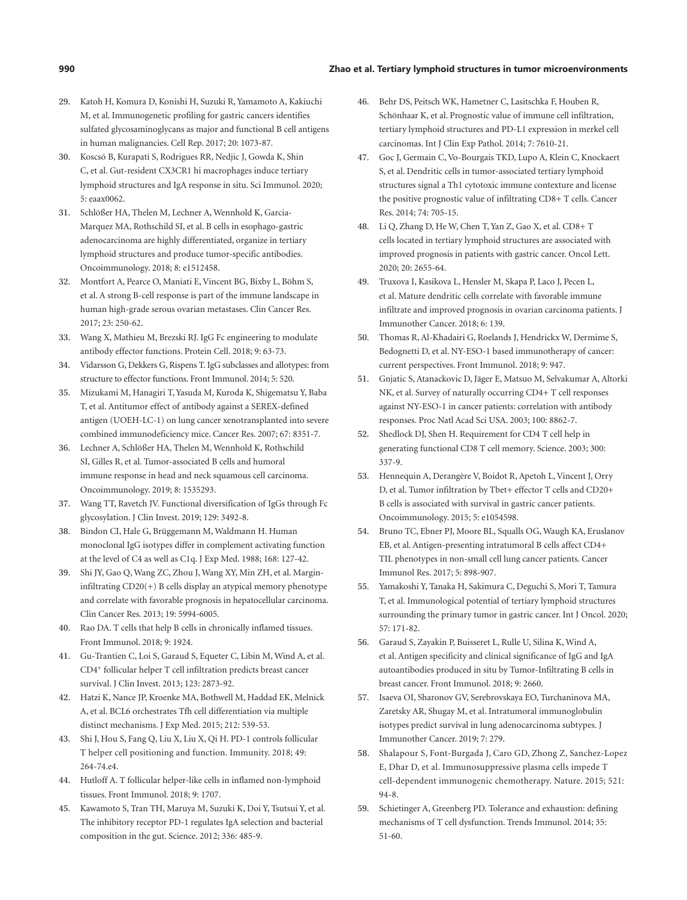29. Katoh H, Komura D, Konishi H, Suzuki R, Yamamoto A, Kakiuchi M, et al. Immunogenetic profiling for gastric cancers identifies sulfated glycosaminoglycans as major and functional B cell antigens in human malignancies. Cell Rep. 2017; 20: 1073-87.
30. Koscsó B, Kurapati S, Rodrigues RR, Nedjic J, Gowda K, Shin C, et al. Gut-resident CX3CR1 hi macrophages induce tertiary lymphoid structures and IgA response in situ. Sci Immunol. 2020; 5: eaax0062.
31. Schlößer HA, Thelen M, Lechner A, Wennhold K, Garcia-Marquez MA, Rothschild SI, et al. B cells in esophago-gastric adenocarcinoma are highly differentiated, organize in tertiary lymphoid structures and produce tumor-specific antibodies. Oncoimmunology. 2018; 8: e1512458.
32. Montfort A, Pearce O, Maniati E, Vincent BG, Bixby L, Böhm S, et al. A strong B-cell response is part of the immune landscape in human high-grade serous ovarian metastases. Clin Cancer Res. 2017; 23: 250-62.
33. Wang X, Mathieu M, Brezski RJ. IgG Fc engineering to modulate antibody effector functions. Protein Cell. 2018; 9: 63-73.
34. Vidarsson G, Dekkers G, Rispens T. IgG subclasses and allotypes: from structure to effector functions. Front Immunol. 2014; 5: 520.
35. Mizukami M, Hanagiri T, Yasuda M, Kuroda K, Shigematsu Y, Baba T, et al. Antitumor effect of antibody against a SEREX-defined antigen (UOEH-LC-1) on lung cancer xenotransplanted into severe combined immunodeficiency mice. Cancer Res. 2007; 67: 8351-7.
36. Lechner A, Schlößer HA, Thelen M, Wennhold K, Rothschild SI, Gilles R, et al. Tumor-associated B cells and humoral immune response in head and neck squamous cell carcinoma. Oncoimmunology. 2019; 8: 1535293.
37. Wang TT, Ravetch JV. Functional diversification of IgGs through Fc glycosylation. J Clin Invest. 2019; 129: 3492-8.
38. Bindon CI, Hale G, Brüggemann M, Waldmann H. Human monoclonal IgG isotypes differ in complement activating function at the level of C4 as well as C1q. J Exp Med. 1988; 168: 127-42.
39. Shi JY, Gao Q, Wang ZC, Zhou J, Wang XY, Min ZH, et al. Margin-infiltrating CD20(+) B cells display an atypical memory phenotype and correlate with favorable prognosis in hepatocellular carcinoma. Clin Cancer Res. 2013; 19: 5994-6005.
40. Rao DA. T cells that help B cells in chronically inflamed tissues. Front Immunol. 2018; 9: 1924.
41. Gu-Trantien C, Loi S, Garaud S, Equeter C, Libin M, Wind A, et al. CD4$^{+}$ follicular helper T cell infiltration predicts breast cancer survival. J Clin Invest. 2013; 123: 2873-92.
42. Hatzi K, Nance JP, Kroenke MA, Bothwell M, Haddad EK, Melnick A, et al. BCL6 orchestrates Tfh cell differentiation via multiple distinct mechanisms. J Exp Med. 2015; 212: 539-53.
43. Shi J, Hou S, Fang Q, Liu X, Liu X, Qi H. PD-1 controls follicular T helper cell positioning and function. Immunity. 2018; 49: 264-74.e4.
44. Hutloff A. T follicular helper-like cells in inflamed non-lymphoid tissues. Front Immunol. 2018; 9: 1707.
45. Kawamoto S, Tran TH, Maruya M, Suzuki K, Doi Y, Tsutsui Y, et al. The inhibitory receptor PD-1 regulates IgA selection and bacterial composition in the gut. Science. 2012; 336: 485-9.
46. Behr DS, Peitsch WK, Hametner C, Lasitschka F, Houben R, Schönhaar K, et al. Prognostic value of immune cell infiltration, tertiary lymphoid structures and PD-L1 expression in merkel cell carcinomas. Int J Clin Exp Pathol. 2014; 7: 7610-21.
47. Goc J, Germain C, Vo-Bourgais TKD, Lupo A, Klein C, Knockaert S, et al. Dendritic cells in tumor-associated tertiary lymphoid structures signal a Th1 cytotoxic immune contexture and license the positive prognostic value of infiltrating CD8+ T cells. Cancer Res. 2014; 74: 705-15.
48. Li Q, Zhang D, He W, Chen T, Yan Z, Gao X, et al. CD8+ T cells located in tertiary lymphoid structures are associated with improved prognosis in patients with gastric cancer. Oncol Lett. 2020; 20: 2655-64.
49. Truxova I, Kasikova L, Hensler M, Skapa P, Laco J, Pecen L, et al. Mature dendritic cells correlate with favorable immune infiltrate and improved prognosis in ovarian carcinoma patients. J Immunother Cancer. 2018; 6: 139.
50. Thomas R, Al-Khadairi G, Roelands J, Hendrickx W, Dermime S, Bedognetti D, et al. NY-ESO-1 based immunotherapy of cancer: current perspectives. Front Immunol. 2018; 9: 947.
51. Gnjatic S, Atanackovic D, Jäger E, Matsuo M, Selvakumar A, Altorki NK, et al. Survey of naturally occurring CD4+ T cell responses against NY-ESO-1 in cancer patients: correlation with antibody responses. Proc Natl Acad Sci USA. 2003; 100: 8862-7.
52. Shedlock DJ, Shen H. Requirement for CD4 T cell help in generating functional CD8 T cell memory. Science. 2003; 300: 337-9.
53. Hennequin A, Derangère V, Boidot R, Apetoh L, Vincent J, Orry D, et al. Tumor infiltration by Tbet+ effector T cells and CD20+ B cells is associated with survival in gastric cancer patients. Oncoimmunology. 2015; 5: e1054598.
54. Bruno TC, Ebner PJ, Moore BL, Squalls OG, Waugh KA, Eruslanov EB, et al. Antigen-presenting intratumoral B cells affect CD4+ TIL phenotypes in non-small cell lung cancer patients. Cancer Immunol Res. 2017; 5: 898-907.
55. Yamakoshi Y, Tanaka H, Sakimura C, Deguchi S, Mori T, Tamura T, et al. Immunological potential of tertiary lymphoid structures surrounding the primary tumor in gastric cancer. Int J Oncol. 2020; 57: 171-82.
56. Garaud S, Zayakin P, Buisseret L, Rulle U, Silina K, Wind A, et al. Antigen specificity and clinical significance of IgG and IgA autoantibodies produced in situ by Tumor-Infiltrating B cells in breast cancer. Front Immunol. 2018; 9: 2660.
57. Isaeva OI, Sharonov GV, Serebrovskaya EO, Turchaninova MA, Zaretsky AR, Shugay M, et al. Intratumoral immunoglobulin isotypes predict survival in lung adenocarcinoma subtypes. J Immunother Cancer. 2019; 7: 279.
58. Shalapour S, Font-Burgada J, Caro GD, Zhong Z, Sanchez-Lopez E, Dhar D, et al. Immunosuppressive plasma cells impede T cell-dependent immunogenic chemotherapy. Nature. 2015; 521: 94-8.
59. Schietinger A, Greenberg PD. Tolerance and exhaustion: defining mechanisms of T cell dysfunction. Trends Immunol. 2014; 35: 51-60.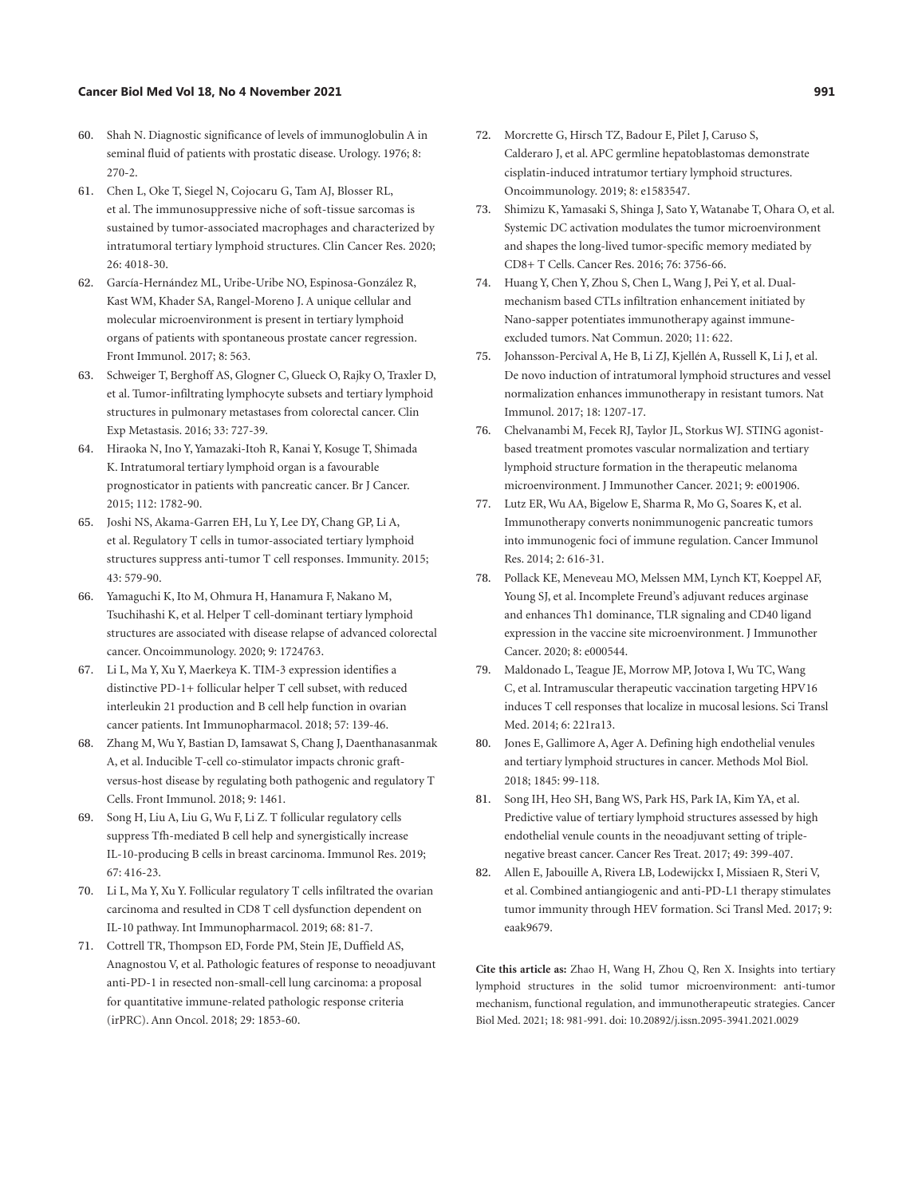60. Shah N. Diagnostic significance of levels of immunoglobulin A in seminal fluid of patients with prostatic disease. Urology. 1976; 8: 270-2.
61. Chen L, Oke T, Siegel N, Cojocaru G, Tam AJ, Blosser RL, et al. The immunosuppressive niche of soft-tissue sarcomas is sustained by tumor-associated macrophages and characterized by intratumoral tertiary lymphoid structures. Clin Cancer Res. 2020; 26: 4018-30.
62. García-Hernández ML, Uribe-Uribe NO, Espinosa-González R, Kast WM, Khader SA, Rangel-Moreno J. A unique cellular and molecular microenvironment is present in tertiary lymphoid organs of patients with spontaneous prostate cancer regression. Front Immunol. 2017; 8: 563.
63. Schweiger T, Berghoff AS, Glogner C, Glueck O, Rajky O, Traxler D, et al. Tumor-infiltrating lymphocyte subsets and tertiary lymphoid structures in pulmonary metastases from colorectal cancer. Clin Exp Metastasis. 2016; 33: 727-39.
64. Hiraoka N, Ino Y, Yamazaki-Itoh R, Kanai Y, Kosuge T, Shimada K. Intratumoral tertiary lymphoid organ is a favourable prognosticator in patients with pancreatic cancer. Br J Cancer. 2015; 112: 1782-90.
65. Joshi NS, Akama-Garren EH, Lu Y, Lee DY, Chang GP, Li A, et al. Regulatory T cells in tumor-associated tertiary lymphoid structures suppress anti-tumor T cell responses. Immunity. 2015; 43: 579-90.
66. Yamaguchi K, Ito M, Ohmura H, Hanamura F, Nakano M, Tsuchihashi K, et al. Helper T cell-dominant tertiary lymphoid structures are associated with disease relapse of advanced colorectal cancer. Oncoimmunology. 2020; 9: 1724763.
67. Li L, Ma Y, Xu Y, Maerkeya K. TIM-3 expression identifies a distinctive PD-1+ follicular helper T cell subset, with reduced interleukin 21 production and B cell help function in ovarian cancer patients. Int Immunopharmacol. 2018; 57: 139-46.
68. Zhang M, Wu Y, Bastian D, Iamsawat S, Chang J, Daenthanasanmak A, et al. Inducible T-cell co-stimulator impacts chronic graft-versus-host disease by regulating both pathogenic and regulatory T Cells. Front Immunol. 2018; 9: 1461.
69. Song H, Liu A, Liu G, Wu F, Li Z. T follicular regulatory cells suppress Tfh-mediated B cell help and synergistically increase IL-10-producing B cells in breast carcinoma. Immunol Res. 2019; 67: 416-23.
70. Li L, Ma Y, Xu Y. Follicular regulatory T cells infiltrated the ovarian carcinoma and resulted in CD8 T cell dysfunction dependent on IL-10 pathway. Int Immunopharmacol. 2019; 68: 81-7.
71. Cottrell TR, Thompson ED, Forde PM, Stein JE, Duffield AS, Anagnostou V, et al. Pathologic features of response to neoadjuvant anti-PD-1 in resected non-small-cell lung carcinoma: a proposal for quantitative immune-related pathologic response criteria (irPRC). Ann Oncol. 2018; 29: 1853-60.
72. Morcrette G, Hirsch TZ, Badour E, Pilet J, Caruso S, Calderaro J, et al. APC germline hepatoblastomas demonstrate cisplatin-induced intratumor tertiary lymphoid structures. Oncoimmunology. 2019; 8: e1583547.
73. Shimizu K, Yamasaki S, Shinga J, Sato Y, Watanabe T, Ohara O, et al. Systemic DC activation modulates the tumor microenvironment and shapes the long-lived tumor-specific memory mediated by CD8+ T Cells. Cancer Res. 2016; 76: 3756-66.
74. Huang Y, Chen Y, Zhou S, Chen L, Wang J, Pei Y, et al. Dual-mechanism based CTLs infiltration enhancement initiated by Nano-sapper potentiates immunotherapy against immune-excluded tumors. Nat Commun. 2020; 11: 622.
75. Johansson-Percival A, He B, Li ZJ, Kjellén A, Russell K, Li J, et al. De novo induction of intratumoral lymphoid structures and vessel normalization enhances immunotherapy in resistant tumors. Nat Immunol. 2017; 18: 1207-17.
76. Chelvanambi M, Fecek RJ, Taylor JL, Storkus WJ. STING agonist-based treatment promotes vascular normalization and tertiary lymphoid structure formation in the therapeutic melanoma microenvironment. J Immunother Cancer. 2021; 9: e001906.
77. Lutz ER, Wu AA, Bigelow E, Sharma R, Mo G, Soares K, et al. Immunotherapy converts nonimmunogenic pancreatic tumors into immunogenic foci of immune regulation. Cancer Immunol Res. 2014; 2: 616-31.
78. Pollack KE, Meneveau MO, Melssen MM, Lynch KT, Koeppel AF, Young SJ, et al. Incomplete Freund's adjuvant reduces arginase and enhances Th1 dominance, TLR signaling and CD40 ligand expression in the vaccine site microenvironment. J Immunother Cancer. 2020; 8: e000544.
79. Maldonado L, Teague JE, Morrow MP, Jotova I, Wu TC, Wang C, et al. Intramuscular therapeutic vaccination targeting HPV16 induces T cell responses that localize in mucosal lesions. Sci Transl Med. 2014; 6: 221ra13.
80. Jones E, Gallimore A, Ager A. Defining high endothelial venules and tertiary lymphoid structures in cancer. Methods Mol Biol. 2018; 1845: 99-118.
81. Song IH, Heo SH, Bang WS, Park HS, Park IA, Kim YA, et al. Predictive value of tertiary lymphoid structures assessed by high endothelial venule counts in the neoadjuvant setting of triple-negative breast cancer. Cancer Res Treat. 2017; 49: 399-407.
82. Allen E, Jabouille A, Rivera LB, Lodewijckx I, Missiaen R, Steri V, et al. Combined antiangiogenic and anti-PD-L1 therapy stimulates tumor immunity through HEV formation. Sci Transl Med. 2017; 9: eaak9679.

**Cite this article as:** Zhao H, Wang H, Zhou Q, Ren X. Insights into tertiary lymphoid structures in the solid tumor microenvironment: anti-tumor mechanism, functional regulation, and immunotherapeutic strategies. Cancer Biol Med. 2021; 18: 981-991. doi: 10.20892/j.issn.2095-3941.2021.0029